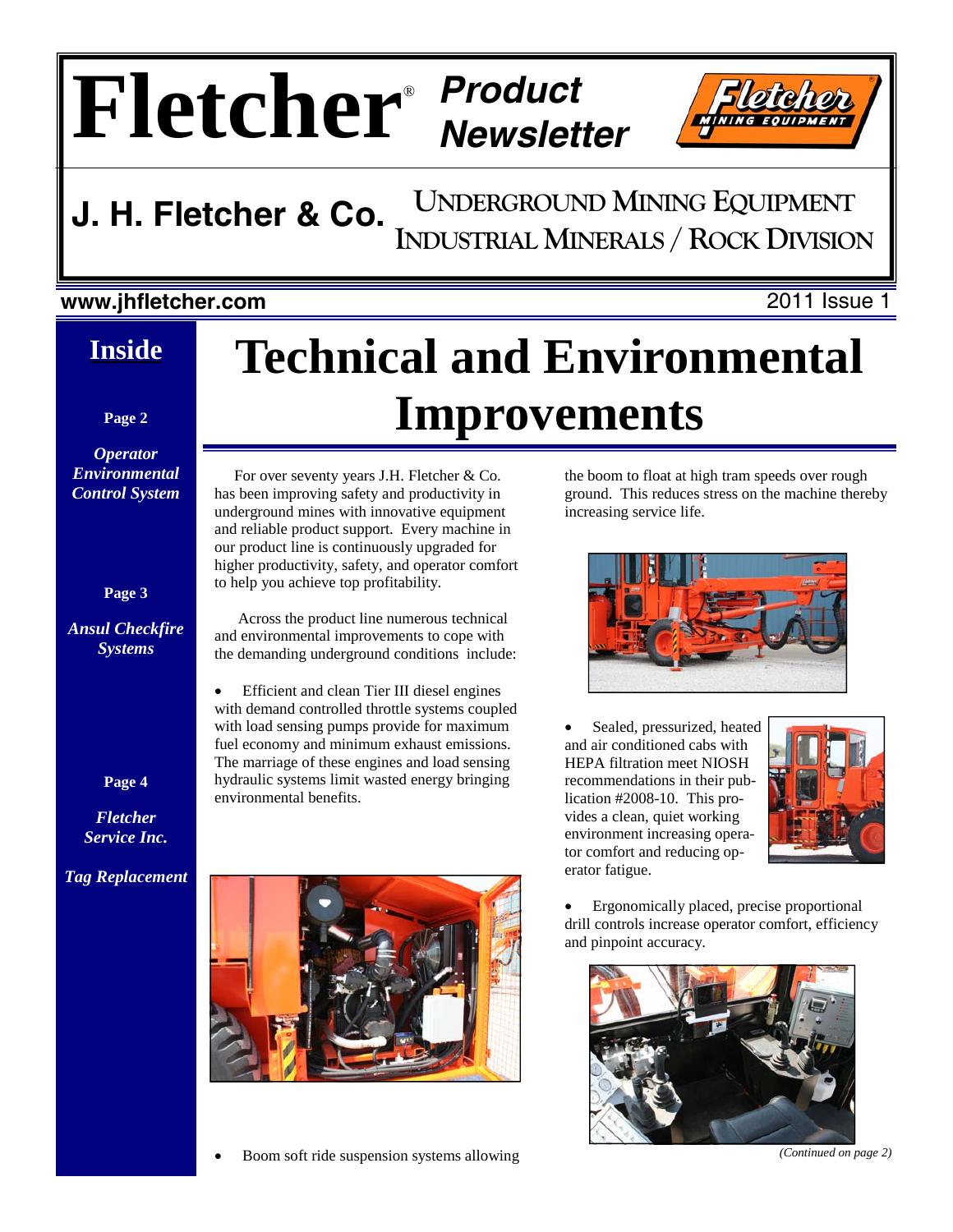# Fletcher® Product Newsletter

## J. H. Fletcher & Co.

UNDERGROUND MINING EQUIPMENT
INDUSTRIAL MINERALS / ROCK DIVISION

**www.jhfletcher.com** 2011 Issue 1

## Inside

**Page 2**

***Operator Environmental Control System***

**Page 3**

***Ansul Checkfire Systems***

**Page 4**

***Fletcher Service Inc.***

***Tag Replacement***

# Technical and Environmental Improvements

For over seventy years J.H. Fletcher & Co. has been improving safety and productivity in underground mines with innovative equipment and reliable product support. Every machine in our product line is continuously upgraded for higher productivity, safety, and operator comfort to help you achieve top profitability.

Across the product line numerous technical and environmental improvements to cope with the demanding underground conditions include:

- Efficient and clean Tier III diesel engines with demand controlled throttle systems coupled with load sensing pumps provide for maximum fuel economy and minimum exhaust emissions. The marriage of these engines and load sensing hydraulic systems limit wasted energy bringing environmental benefits.

- Boom soft ride suspension systems allowing the boom to float at high tram speeds over rough ground. This reduces stress on the machine thereby increasing service life.

- Sealed, pressurized, heated and air conditioned cabs with HEPA filtration meet NIOSH recommendations in their publication #2008-10. This provides a clean, quiet working environment increasing operator comfort and reducing operator fatigue.

- Ergonomically placed, precise proportional drill controls increase operator comfort, efficiency and pinpoint accuracy.

*(Continued on page 2)*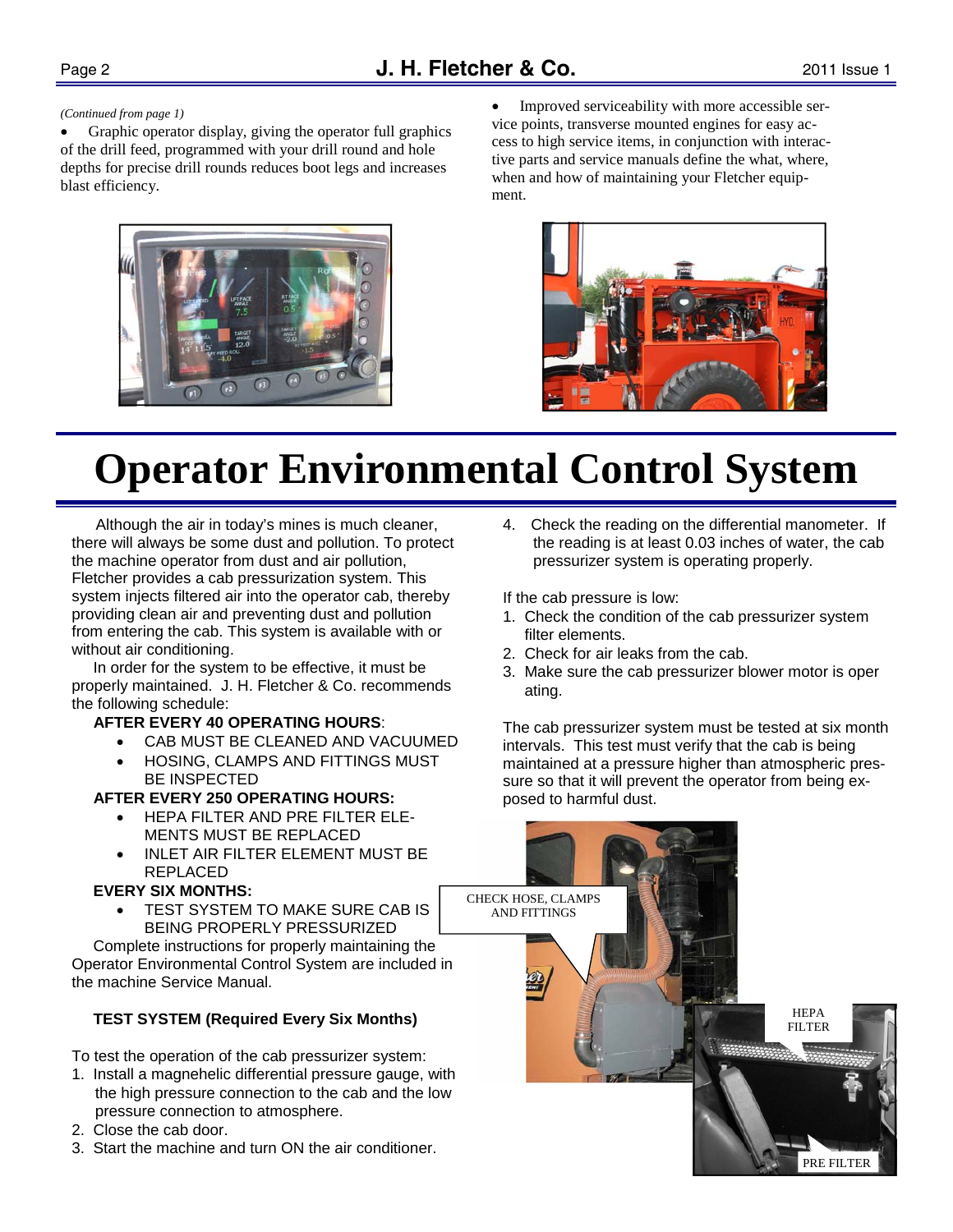*(Continued from page 1)*

- Graphic operator display, giving the operator full graphics of the drill feed, programmed with your drill round and hole depths for precise drill rounds reduces boot legs and increases blast efficiency.

- Improved serviceability with more accessible service points, transverse mounted engines for easy access to high service items, in conjunction with interactive parts and service manuals define the what, where, when and how of maintaining your Fletcher equipment.

# Operator Environmental Control System

Although the air in today's mines is much cleaner, there will always be some dust and pollution. To protect the machine operator from dust and air pollution, Fletcher provides a cab pressurization system. This system injects filtered air into the operator cab, thereby providing clean air and preventing dust and pollution from entering the cab. This system is available with or without air conditioning.

In order for the system to be effective, it must be properly maintained. J. H. Fletcher & Co. recommends the following schedule:

**AFTER EVERY 40 OPERATING HOURS**:

- CAB MUST BE CLEANED AND VACUUMED
- HOSING, CLAMPS AND FITTINGS MUST BE INSPECTED

**AFTER EVERY 250 OPERATING HOURS:**

- HEPA FILTER AND PRE FILTER ELEMENTS MUST BE REPLACED
- INLET AIR FILTER ELEMENT MUST BE REPLACED

**EVERY SIX MONTHS:**

- TEST SYSTEM TO MAKE SURE CAB IS BEING PROPERLY PRESSURIZED

Complete instructions for properly maintaining the Operator Environmental Control System are included in the machine Service Manual.

**TEST SYSTEM (Required Every Six Months)**

To test the operation of the cab pressurizer system:

1. Install a magnehelic differential pressure gauge, with the high pressure connection to the cab and the low pressure connection to atmosphere.
2. Close the cab door.
3. Start the machine and turn ON the air conditioner.
4. Check the reading on the differential manometer. If the reading is at least 0.03 inches of water, the cab pressurizer system is operating properly.

If the cab pressure is low:

1. Check the condition of the cab pressurizer system filter elements.
2. Check for air leaks from the cab.
3. Make sure the cab pressurizer blower motor is operating.

The cab pressurizer system must be tested at six month intervals. This test must verify that the cab is being maintained at a pressure higher than atmospheric pressure so that it will prevent the operator from being exposed to harmful dust.

CHECK HOSE, CLAMPS AND FITTINGS

HEPA FILTER

PRE FILTER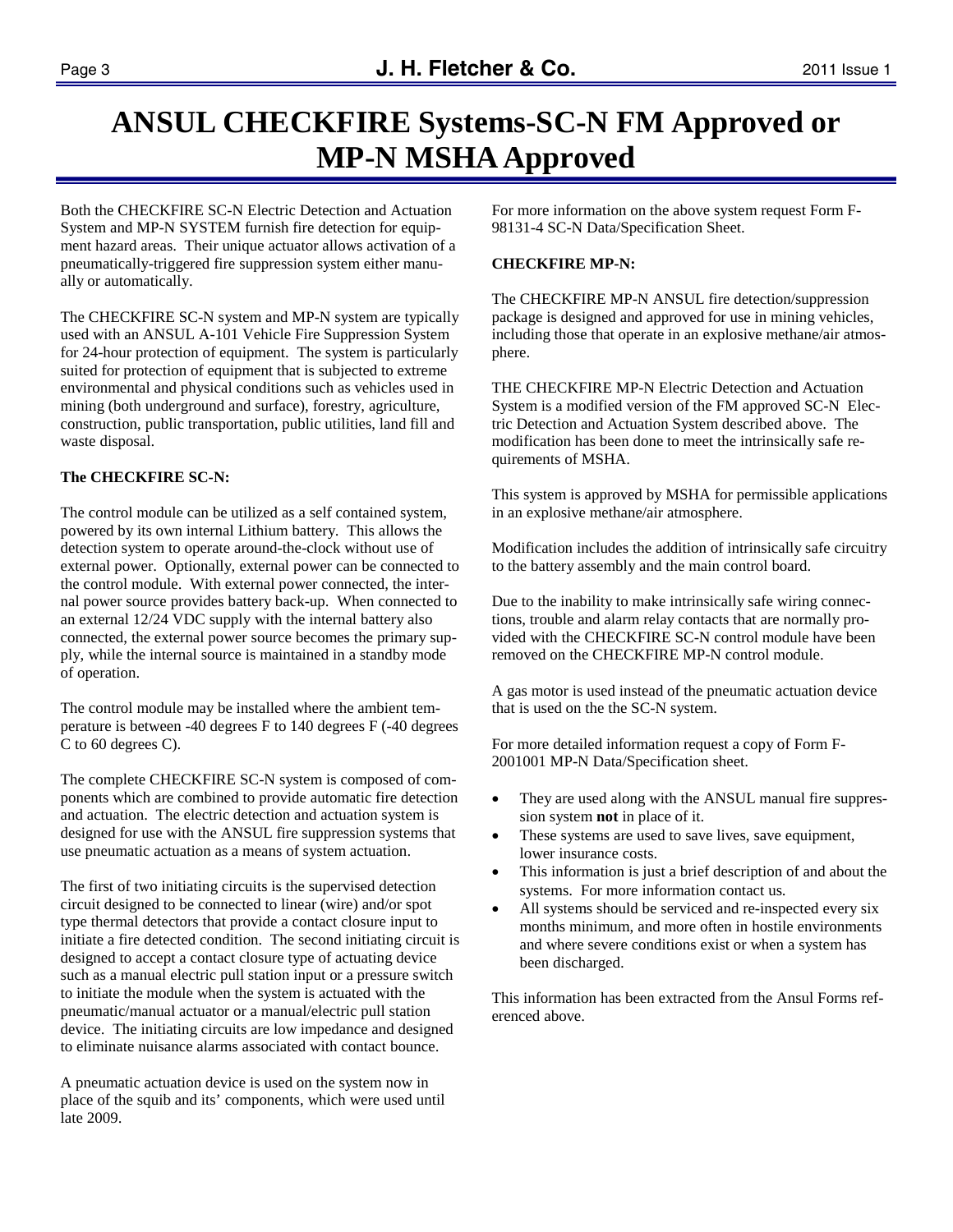# ANSUL CHECKFIRE Systems-SC-N FM Approved or MP-N MSHA Approved

Both the CHECKFIRE SC-N Electric Detection and Actuation System and MP-N SYSTEM furnish fire detection for equipment hazard areas. Their unique actuator allows activation of a pneumatically-triggered fire suppression system either manually or automatically.

The CHECKFIRE SC-N system and MP-N system are typically used with an ANSUL A-101 Vehicle Fire Suppression System for 24-hour protection of equipment. The system is particularly suited for protection of equipment that is subjected to extreme environmental and physical conditions such as vehicles used in mining (both underground and surface), forestry, agriculture, construction, public transportation, public utilities, land fill and waste disposal.

**The CHECKFIRE SC-N:**

The control module can be utilized as a self contained system, powered by its own internal Lithium battery. This allows the detection system to operate around-the-clock without use of external power. Optionally, external power can be connected to the control module. With external power connected, the internal power source provides battery back-up. When connected to an external 12/24 VDC supply with the internal battery also connected, the external power source becomes the primary supply, while the internal source is maintained in a standby mode of operation.

The control module may be installed where the ambient temperature is between -40 degrees F to 140 degrees F (-40 degrees C to 60 degrees C).

The complete CHECKFIRE SC-N system is composed of components which are combined to provide automatic fire detection and actuation. The electric detection and actuation system is designed for use with the ANSUL fire suppression systems that use pneumatic actuation as a means of system actuation.

The first of two initiating circuits is the supervised detection circuit designed to be connected to linear (wire) and/or spot type thermal detectors that provide a contact closure input to initiate a fire detected condition. The second initiating circuit is designed to accept a contact closure type of actuating device such as a manual electric pull station input or a pressure switch to initiate the module when the system is actuated with the pneumatic/manual actuator or a manual/electric pull station device. The initiating circuits are low impedance and designed to eliminate nuisance alarms associated with contact bounce.

A pneumatic actuation device is used on the system now in place of the squib and its' components, which were used until late 2009.

For more information on the above system request Form F-98131-4 SC-N Data/Specification Sheet.

**CHECKFIRE MP-N:**

The CHECKFIRE MP-N ANSUL fire detection/suppression package is designed and approved for use in mining vehicles, including those that operate in an explosive methane/air atmosphere.

THE CHECKFIRE MP-N Electric Detection and Actuation System is a modified version of the FM approved SC-N Electric Detection and Actuation System described above. The modification has been done to meet the intrinsically safe requirements of MSHA.

This system is approved by MSHA for permissible applications in an explosive methane/air atmosphere.

Modification includes the addition of intrinsically safe circuitry to the battery assembly and the main control board.

Due to the inability to make intrinsically safe wiring connections, trouble and alarm relay contacts that are normally provided with the CHECKFIRE SC-N control module have been removed on the CHECKFIRE MP-N control module.

A gas motor is used instead of the pneumatic actuation device that is used on the the SC-N system.

For more detailed information request a copy of Form F-2001001 MP-N Data/Specification sheet.

- They are used along with the ANSUL manual fire suppression system **not** in place of it.
- These systems are used to save lives, save equipment, lower insurance costs.
- This information is just a brief description of and about the systems. For more information contact us.
- All systems should be serviced and re-inspected every six months minimum, and more often in hostile environments and where severe conditions exist or when a system has been discharged.

This information has been extracted from the Ansul Forms referenced above.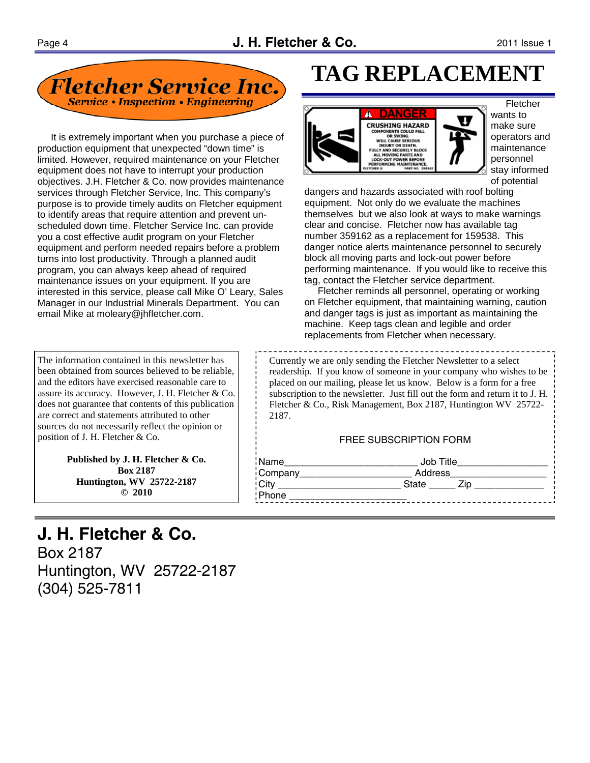# Fletcher Service Inc.

*Service • Inspection • Engineering*

It is extremely important when you purchase a piece of production equipment that unexpected "down time" is limited. However, required maintenance on your Fletcher equipment does not have to interrupt your production objectives. J.H. Fletcher & Co. now provides maintenance services through Fletcher Service, Inc. This company's purpose is to provide timely audits on Fletcher equipment to identify areas that require attention and prevent un-scheduled down time. Fletcher Service Inc. can provide you a cost effective audit program on your Fletcher equipment and perform needed repairs before a problem turns into lost productivity. Through a planned audit program, you can always keep ahead of required maintenance issues on your equipment. If you are interested in this service, please call Mike O' Leary, Sales Manager in our Industrial Minerals Department. You can email Mike at moleary@jhfletcher.com.

# TAG REPLACEMENT

DANGER

CRUSHING HAZARD

COMPONENTS COULD FALL OR SWING. WILL CAUSE SERIOUS INJURY OR DEATH. FULLY AND SECURELY BLOCK ALL MOVING PARTS AND LOCK-OUT POWER BEFORE PERFORMING MAINTENANCE.

FLETCHER PART NO. 359162

Fletcher wants to make sure operators and maintenance personnel stay informed of potential dangers and hazards associated with roof bolting equipment. Not only do we evaluate the machines themselves but we also look at ways to make warnings clear and concise. Fletcher now has available tag number 359162 as a replacement for 159538. This danger notice alerts maintenance personnel to securely block all moving parts and lock-out power before performing maintenance. If you would like to receive this tag, contact the Fletcher service department.

Fletcher reminds all personnel, operating or working on Fletcher equipment, that maintaining warning, caution and danger tags is just as important as maintaining the machine. Keep tags clean and legible and order replacements from Fletcher when necessary.

The information contained in this newsletter has been obtained from sources believed to be reliable, and the editors have exercised reasonable care to assure its accuracy. However, J. H. Fletcher & Co. does not guarantee that contents of this publication are correct and statements attributed to other sources do not necessarily reflect the opinion or position of J. H. Fletcher & Co.

**Published by J. H. Fletcher & Co.**
**Box 2187**
**Huntington, WV 25722-2187**
**© 2010**

Currently we are only sending the Fletcher Newsletter to a select readership. If you know of someone in your company who wishes to be placed on our mailing, please let us know. Below is a form for a free subscription to the newsletter. Just fill out the form and return it to J. H. Fletcher & Co., Risk Management, Box 2187, Huntington WV 25722-2187.

FREE SUBSCRIPTION FORM

Name________________________ Job Title_________________
Company_____________________ Address__________________
City _______________________ State _____ Zip _____________
Phone ______________________

## J. H. Fletcher & Co.

Box 2187
Huntington, WV 25722-2187
(304) 525-7811